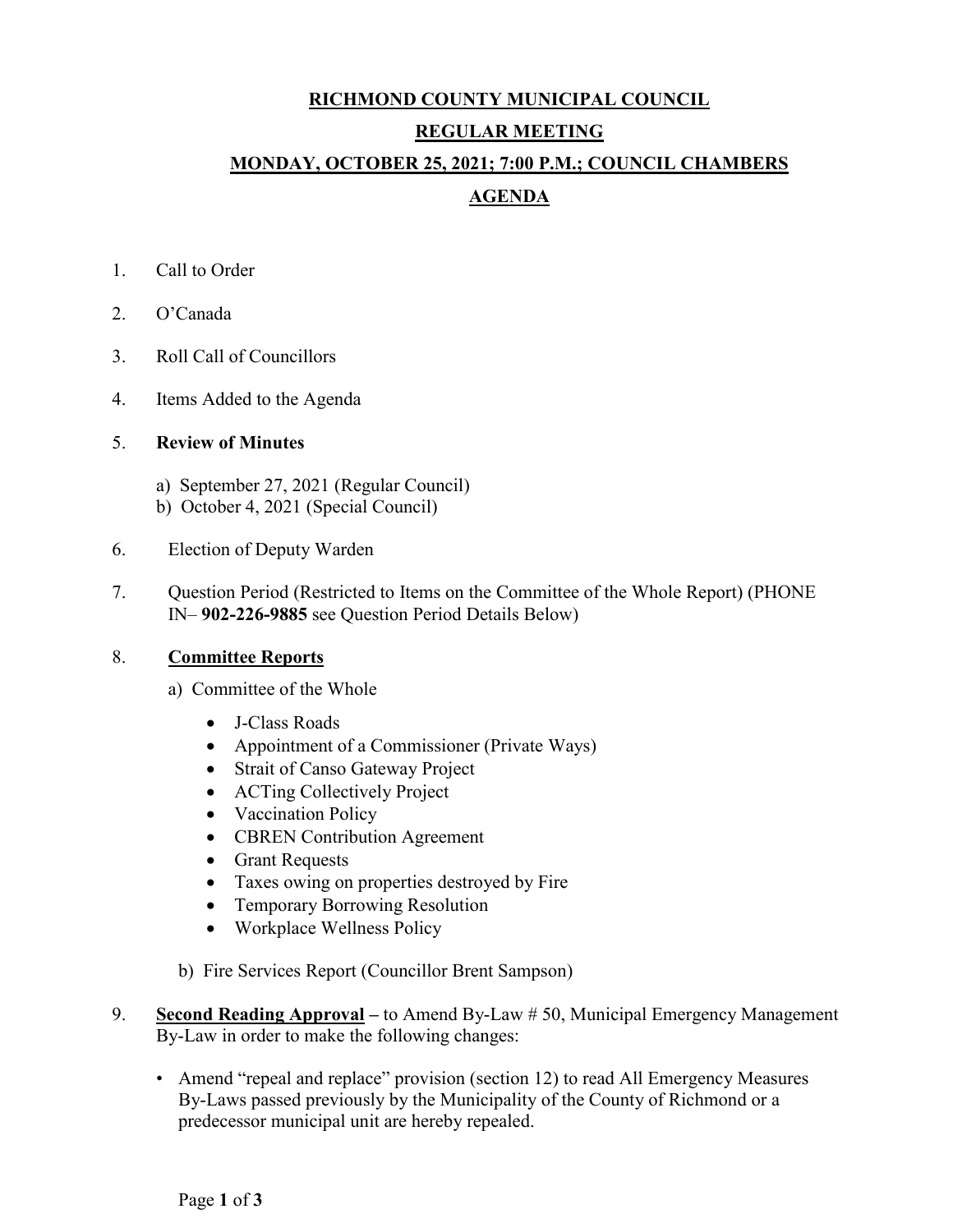# RICHMOND COUNTY MUNICIPAL COUNCIL

## REGULAR MEETING

## MONDAY, OCTOBER 25, 2021; 7:00 P.M.; COUNCIL CHAMBERS

## AGENDA

1. Call to Order
2. O'Canada
3. Roll Call of Councillors
4. Items Added to the Agenda
5. **Review of Minutes**
   a) September 27, 2021 (Regular Council)
   b) October 4, 2021 (Special Council)
6. Election of Deputy Warden
7. Question Period (Restricted to Items on the Committee of the Whole Report) (PHONE IN– **902-226-9885** see Question Period Details Below)
8. **Committee Reports**
   a) Committee of the Whole
      - J-Class Roads
      - Appointment of a Commissioner (Private Ways)
      - Strait of Canso Gateway Project
      - ACTing Collectively Project
      - Vaccination Policy
      - CBREN Contribution Agreement
      - Grant Requests
      - Taxes owing on properties destroyed by Fire
      - Temporary Borrowing Resolution
      - Workplace Wellness Policy

   b) Fire Services Report (Councillor Brent Sampson)
9. **Second Reading Approval** – to Amend By-Law # 50, Municipal Emergency Management By-Law in order to make the following changes:
   - Amend "repeal and replace" provision (section 12) to read All Emergency Measures By-Laws passed previously by the Municipality of the County of Richmond or a predecessor municipal unit are hereby repealed.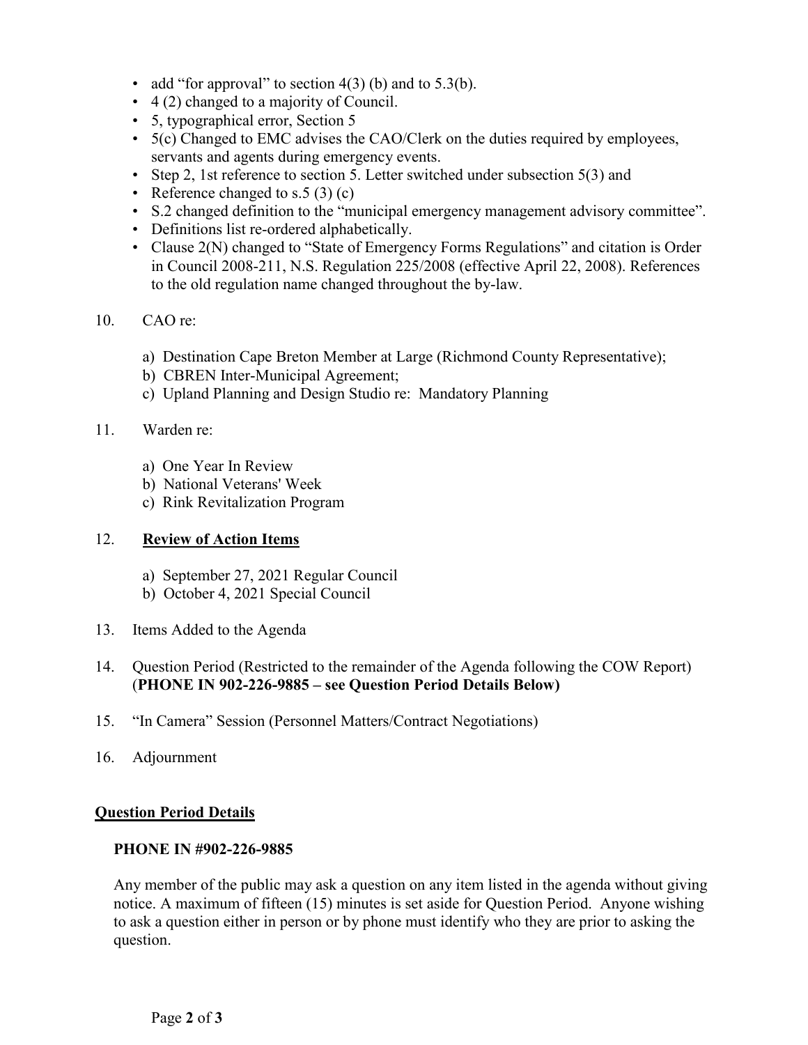- add "for approval" to section 4(3) (b) and to 5.3(b).
- 4 (2) changed to a majority of Council.
- 5, typographical error, Section 5
- 5(c) Changed to EMC advises the CAO/Clerk on the duties required by employees, servants and agents during emergency events.
- Step 2, 1st reference to section 5. Letter switched under subsection 5(3) and
- Reference changed to s.5 (3) (c)
- S.2 changed definition to the "municipal emergency management advisory committee".
- Definitions list re-ordered alphabetically.
- Clause 2(N) changed to "State of Emergency Forms Regulations" and citation is Order in Council 2008-211, N.S. Regulation 225/2008 (effective April 22, 2008). References to the old regulation name changed throughout the by-law.

10. CAO re:

    a) Destination Cape Breton Member at Large (Richmond County Representative);
    b) CBREN Inter-Municipal Agreement;
    c) Upland Planning and Design Studio re: Mandatory Planning

11. Warden re:

    a) One Year In Review
    b) National Veterans' Week
    c) Rink Revitalization Program

12. **Review of Action Items**

    a) September 27, 2021 Regular Council
    b) October 4, 2021 Special Council

13. Items Added to the Agenda

14. Question Period (Restricted to the remainder of the Agenda following the COW Report) (**PHONE IN 902-226-9885 – see Question Period Details Below)**

15. "In Camera" Session (Personnel Matters/Contract Negotiations)

16. Adjournment

## Question Period Details

**PHONE IN #902-226-9885**

Any member of the public may ask a question on any item listed in the agenda without giving notice. A maximum of fifteen (15) minutes is set aside for Question Period. Anyone wishing to ask a question either in person or by phone must identify who they are prior to asking the question.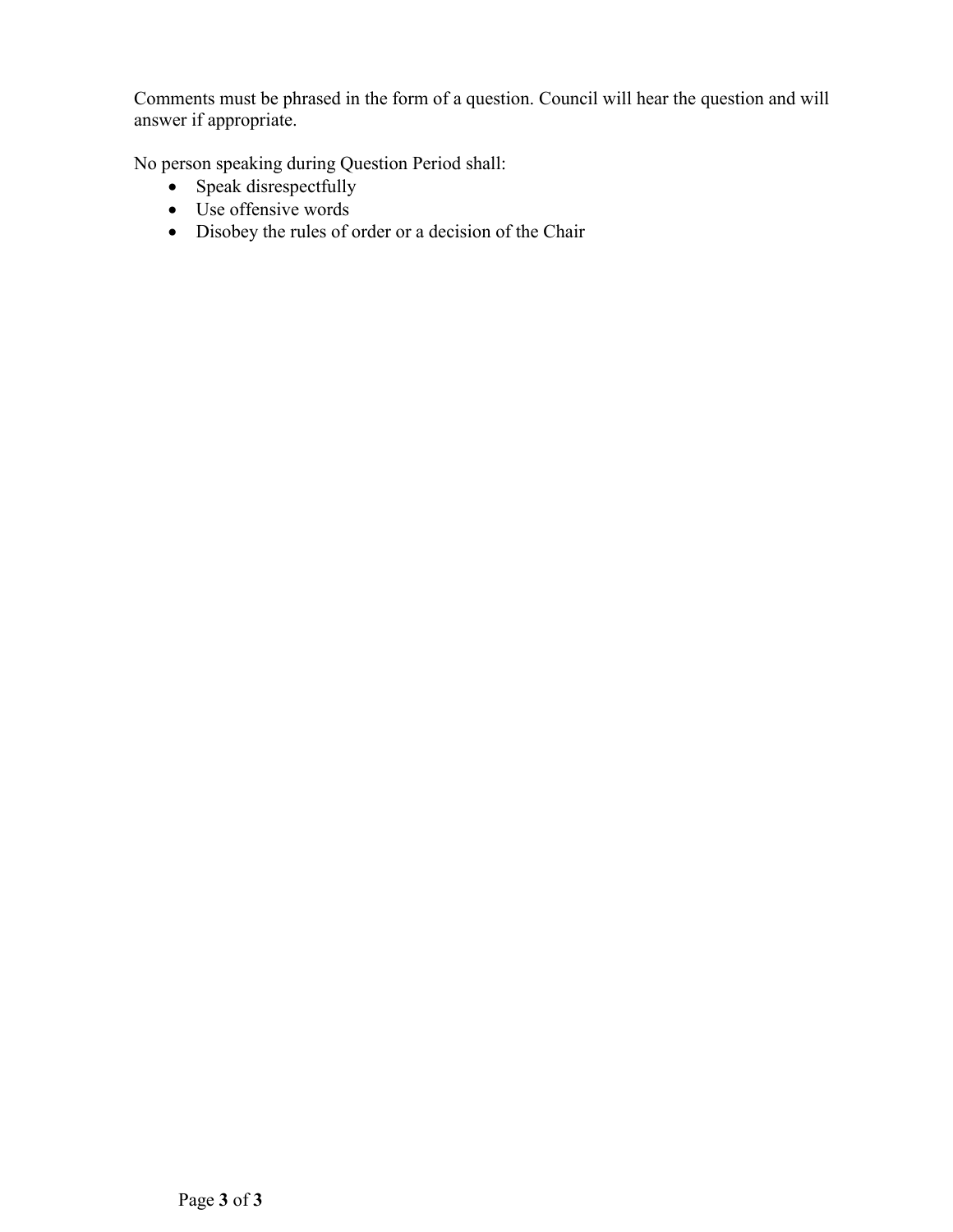Comments must be phrased in the form of a question. Council will hear the question and will answer if appropriate.

No person speaking during Question Period shall:

- Speak disrespectfully
- Use offensive words
- Disobey the rules of order or a decision of the Chair